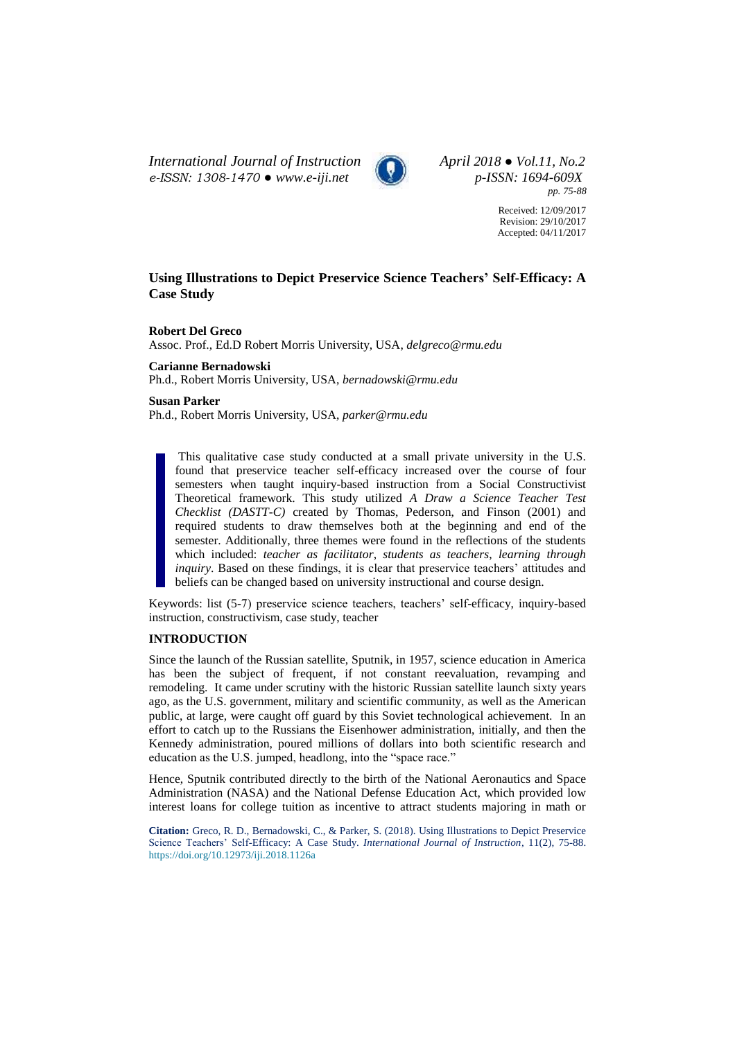International Journal of Instruction
e-ISSN: 1308-1470 ● www.e-iji.net

April 2018 ● Vol.11, No.2
p-ISSN: 1694-609X
pp. 75-88

Received: 12/09/2017
Revision: 29/10/2017
Accepted: 04/11/2017

# Using Illustrations to Depict Preservice Science Teachers' Self-Efficacy: A Case Study

**Robert Del Greco**
Assoc. Prof., Ed.D Robert Morris University, USA, *delgreco@rmu.edu*

**Carianne Bernadowski**
Ph.d., Robert Morris University, USA, *bernadowski@rmu.edu*

**Susan Parker**
Ph.d., Robert Morris University, USA, *parker@rmu.edu*

This qualitative case study conducted at a small private university in the U.S. found that preservice teacher self-efficacy increased over the course of four semesters when taught inquiry-based instruction from a Social Constructivist Theoretical framework. This study utilized *A Draw a Science Teacher Test Checklist (DASTT-C)* created by Thomas, Pederson, and Finson (2001) and required students to draw themselves both at the beginning and end of the semester. Additionally, three themes were found in the reflections of the students which included: *teacher as facilitator*, *students as teachers*, *learning through inquiry*. Based on these findings, it is clear that preservice teachers' attitudes and beliefs can be changed based on university instructional and course design.

Keywords: list (5-7) preservice science teachers, teachers' self-efficacy, inquiry-based instruction, constructivism, case study, teacher

## INTRODUCTION

Since the launch of the Russian satellite, Sputnik, in 1957, science education in America has been the subject of frequent, if not constant reevaluation, revamping and remodeling. It came under scrutiny with the historic Russian satellite launch sixty years ago, as the U.S. government, military and scientific community, as well as the American public, at large, were caught off guard by this Soviet technological achievement. In an effort to catch up to the Russians the Eisenhower administration, initially, and then the Kennedy administration, poured millions of dollars into both scientific research and education as the U.S. jumped, headlong, into the "space race."

Hence, Sputnik contributed directly to the birth of the National Aeronautics and Space Administration (NASA) and the National Defense Education Act, which provided low interest loans for college tuition as incentive to attract students majoring in math or

**Citation:** Greco, R. D., Bernadowski, C., & Parker, S. (2018). Using Illustrations to Depict Preservice Science Teachers' Self-Efficacy: A Case Study. *International Journal of Instruction*, 11(2), 75-88. https://doi.org/10.12973/iji.2018.1126a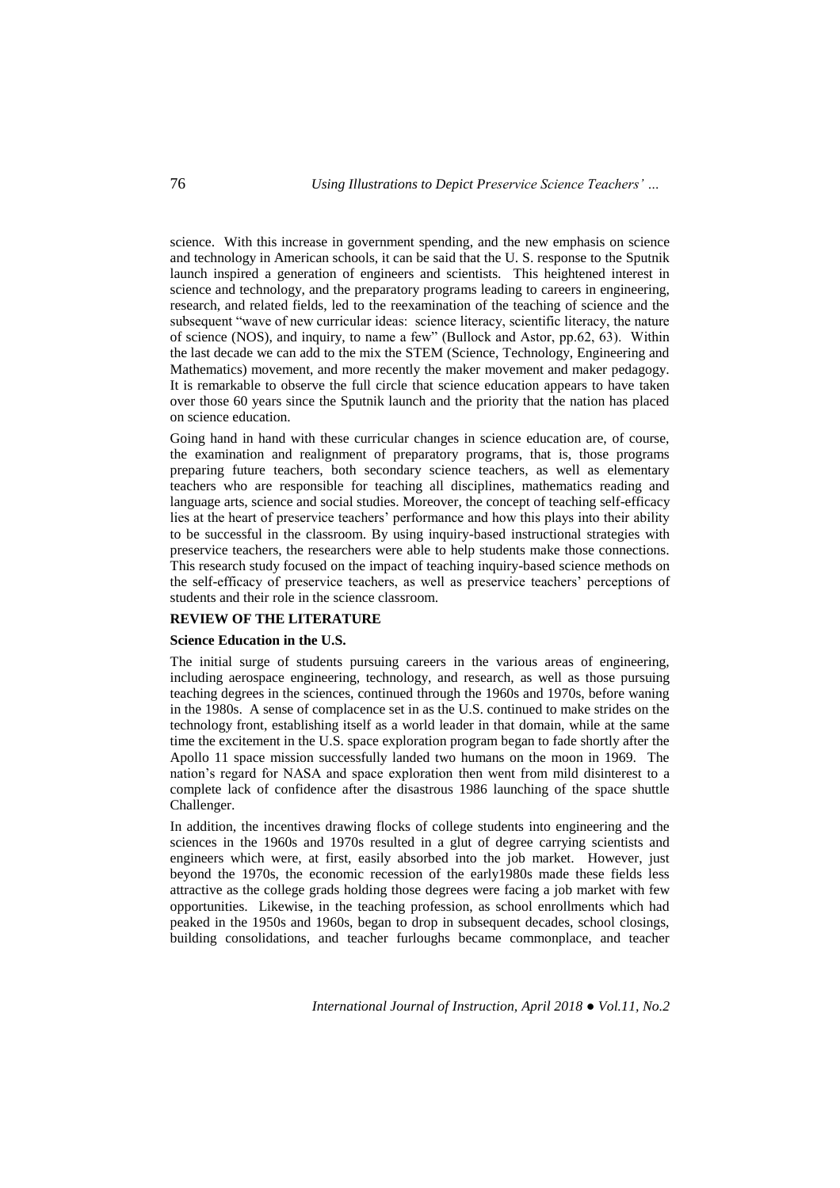science. With this increase in government spending, and the new emphasis on science and technology in American schools, it can be said that the U. S. response to the Sputnik launch inspired a generation of engineers and scientists. This heightened interest in science and technology, and the preparatory programs leading to careers in engineering, research, and related fields, led to the reexamination of the teaching of science and the subsequent "wave of new curricular ideas: science literacy, scientific literacy, the nature of science (NOS), and inquiry, to name a few" (Bullock and Astor, pp.62, 63). Within the last decade we can add to the mix the STEM (Science, Technology, Engineering and Mathematics) movement, and more recently the maker movement and maker pedagogy. It is remarkable to observe the full circle that science education appears to have taken over those 60 years since the Sputnik launch and the priority that the nation has placed on science education.

Going hand in hand with these curricular changes in science education are, of course, the examination and realignment of preparatory programs, that is, those programs preparing future teachers, both secondary science teachers, as well as elementary teachers who are responsible for teaching all disciplines, mathematics reading and language arts, science and social studies. Moreover, the concept of teaching self-efficacy lies at the heart of preservice teachers' performance and how this plays into their ability to be successful in the classroom. By using inquiry-based instructional strategies with preservice teachers, the researchers were able to help students make those connections. This research study focused on the impact of teaching inquiry-based science methods on the self-efficacy of preservice teachers, as well as preservice teachers' perceptions of students and their role in the science classroom.

## REVIEW OF THE LITERATURE

### Science Education in the U.S.

The initial surge of students pursuing careers in the various areas of engineering, including aerospace engineering, technology, and research, as well as those pursuing teaching degrees in the sciences, continued through the 1960s and 1970s, before waning in the 1980s. A sense of complacence set in as the U.S. continued to make strides on the technology front, establishing itself as a world leader in that domain, while at the same time the excitement in the U.S. space exploration program began to fade shortly after the Apollo 11 space mission successfully landed two humans on the moon in 1969. The nation's regard for NASA and space exploration then went from mild disinterest to a complete lack of confidence after the disastrous 1986 launching of the space shuttle Challenger.

In addition, the incentives drawing flocks of college students into engineering and the sciences in the 1960s and 1970s resulted in a glut of degree carrying scientists and engineers which were, at first, easily absorbed into the job market. However, just beyond the 1970s, the economic recession of the early1980s made these fields less attractive as the college grads holding those degrees were facing a job market with few opportunities. Likewise, in the teaching profession, as school enrollments which had peaked in the 1950s and 1960s, began to drop in subsequent decades, school closings, building consolidations, and teacher furloughs became commonplace, and teacher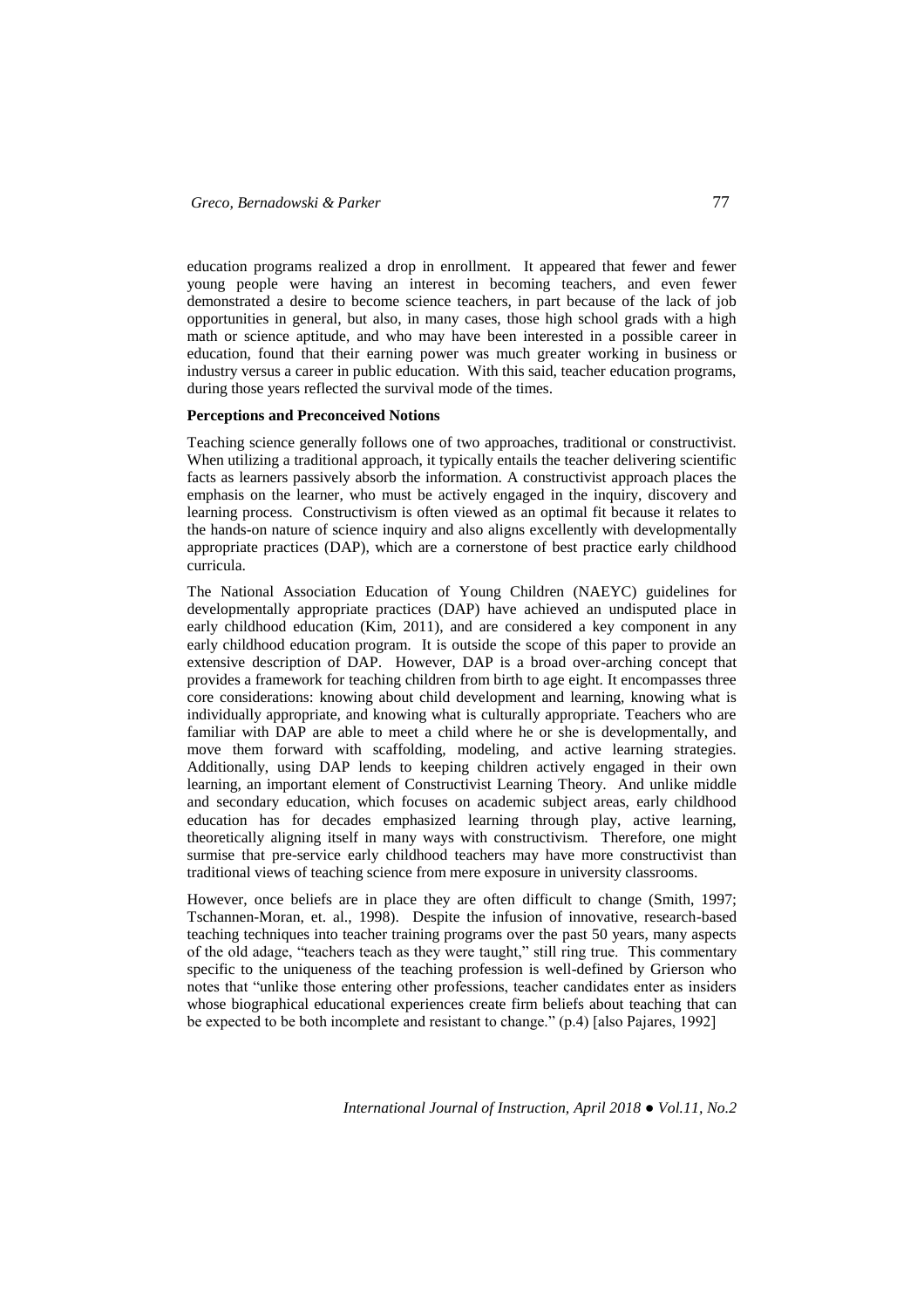education programs realized a drop in enrollment. It appeared that fewer and fewer young people were having an interest in becoming teachers, and even fewer demonstrated a desire to become science teachers, in part because of the lack of job opportunities in general, but also, in many cases, those high school grads with a high math or science aptitude, and who may have been interested in a possible career in education, found that their earning power was much greater working in business or industry versus a career in public education. With this said, teacher education programs, during those years reflected the survival mode of the times.

**Perceptions and Preconceived Notions**

Teaching science generally follows one of two approaches, traditional or constructivist. When utilizing a traditional approach, it typically entails the teacher delivering scientific facts as learners passively absorb the information. A constructivist approach places the emphasis on the learner, who must be actively engaged in the inquiry, discovery and learning process. Constructivism is often viewed as an optimal fit because it relates to the hands-on nature of science inquiry and also aligns excellently with developmentally appropriate practices (DAP), which are a cornerstone of best practice early childhood curricula.

The National Association Education of Young Children (NAEYC) guidelines for developmentally appropriate practices (DAP) have achieved an undisputed place in early childhood education (Kim, 2011), and are considered a key component in any early childhood education program. It is outside the scope of this paper to provide an extensive description of DAP. However, DAP is a broad over-arching concept that provides a framework for teaching children from birth to age eight. It encompasses three core considerations: knowing about child development and learning, knowing what is individually appropriate, and knowing what is culturally appropriate. Teachers who are familiar with DAP are able to meet a child where he or she is developmentally, and move them forward with scaffolding, modeling, and active learning strategies. Additionally, using DAP lends to keeping children actively engaged in their own learning, an important element of Constructivist Learning Theory. And unlike middle and secondary education, which focuses on academic subject areas, early childhood education has for decades emphasized learning through play, active learning, theoretically aligning itself in many ways with constructivism. Therefore, one might surmise that pre-service early childhood teachers may have more constructivist than traditional views of teaching science from mere exposure in university classrooms.

However, once beliefs are in place they are often difficult to change (Smith, 1997; Tschannen-Moran, et. al., 1998). Despite the infusion of innovative, research-based teaching techniques into teacher training programs over the past 50 years, many aspects of the old adage, "teachers teach as they were taught," still ring true. This commentary specific to the uniqueness of the teaching profession is well-defined by Grierson who notes that "unlike those entering other professions, teacher candidates enter as insiders whose biographical educational experiences create firm beliefs about teaching that can be expected to be both incomplete and resistant to change." (p.4) [also Pajares, 1992]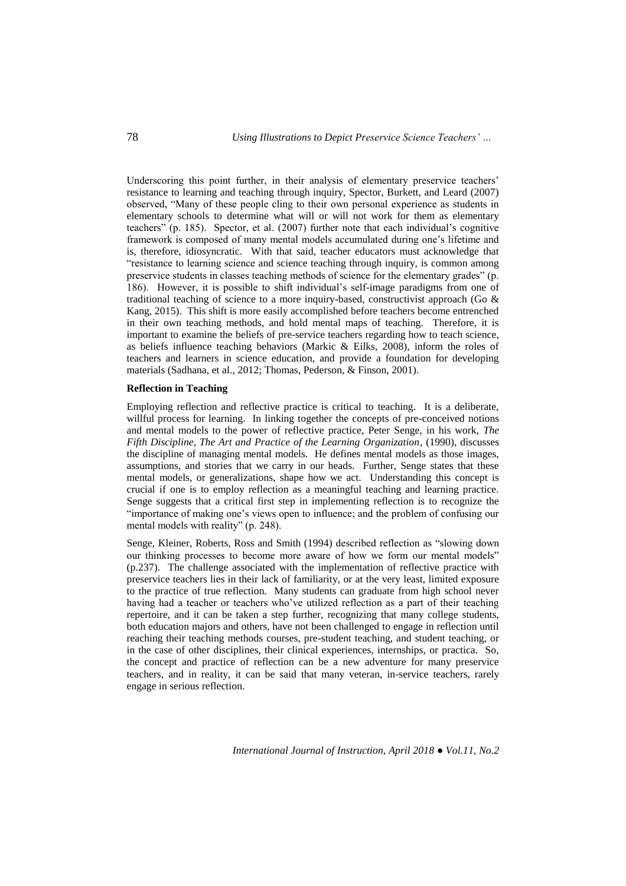Underscoring this point further, in their analysis of elementary preservice teachers' resistance to learning and teaching through inquiry, Spector, Burkett, and Leard (2007) observed, "Many of these people cling to their own personal experience as students in elementary schools to determine what will or will not work for them as elementary teachers" (p. 185). Spector, et al. (2007) further note that each individual's cognitive framework is composed of many mental models accumulated during one's lifetime and is, therefore, idiosyncratic. With that said, teacher educators must acknowledge that "resistance to learning science and science teaching through inquiry, is common among preservice students in classes teaching methods of science for the elementary grades" (p. 186). However, it is possible to shift individual's self-image paradigms from one of traditional teaching of science to a more inquiry-based, constructivist approach (Go & Kang, 2015). This shift is more easily accomplished before teachers become entrenched in their own teaching methods, and hold mental maps of teaching. Therefore, it is important to examine the beliefs of pre-service teachers regarding how to teach science, as beliefs influence teaching behaviors (Markic & Eilks, 2008), inform the roles of teachers and learners in science education, and provide a foundation for developing materials (Sadhana, et al., 2012; Thomas, Pederson, & Finson, 2001).

**Reflection in Teaching**

Employing reflection and reflective practice is critical to teaching. It is a deliberate, willful process for learning. In linking together the concepts of pre-conceived notions and mental models to the power of reflective practice, Peter Senge, in his work, *The Fifth Discipline, The Art and Practice of the Learning Organization*, (1990), discusses the discipline of managing mental models. He defines mental models as those images, assumptions, and stories that we carry in our heads. Further, Senge states that these mental models, or generalizations, shape how we act. Understanding this concept is crucial if one is to employ reflection as a meaningful teaching and learning practice. Senge suggests that a critical first step in implementing reflection is to recognize the "importance of making one's views open to influence; and the problem of confusing our mental models with reality" (p. 248).

Senge, Kleiner, Roberts, Ross and Smith (1994) described reflection as "slowing down our thinking processes to become more aware of how we form our mental models" (p.237). The challenge associated with the implementation of reflective practice with preservice teachers lies in their lack of familiarity, or at the very least, limited exposure to the practice of true reflection. Many students can graduate from high school never having had a teacher or teachers who've utilized reflection as a part of their teaching repertoire, and it can be taken a step further, recognizing that many college students, both education majors and others, have not been challenged to engage in reflection until reaching their teaching methods courses, pre-student teaching, and student teaching, or in the case of other disciplines, their clinical experiences, internships, or practica. So, the concept and practice of reflection can be a new adventure for many preservice teachers, and in reality, it can be said that many veteran, in-service teachers, rarely engage in serious reflection.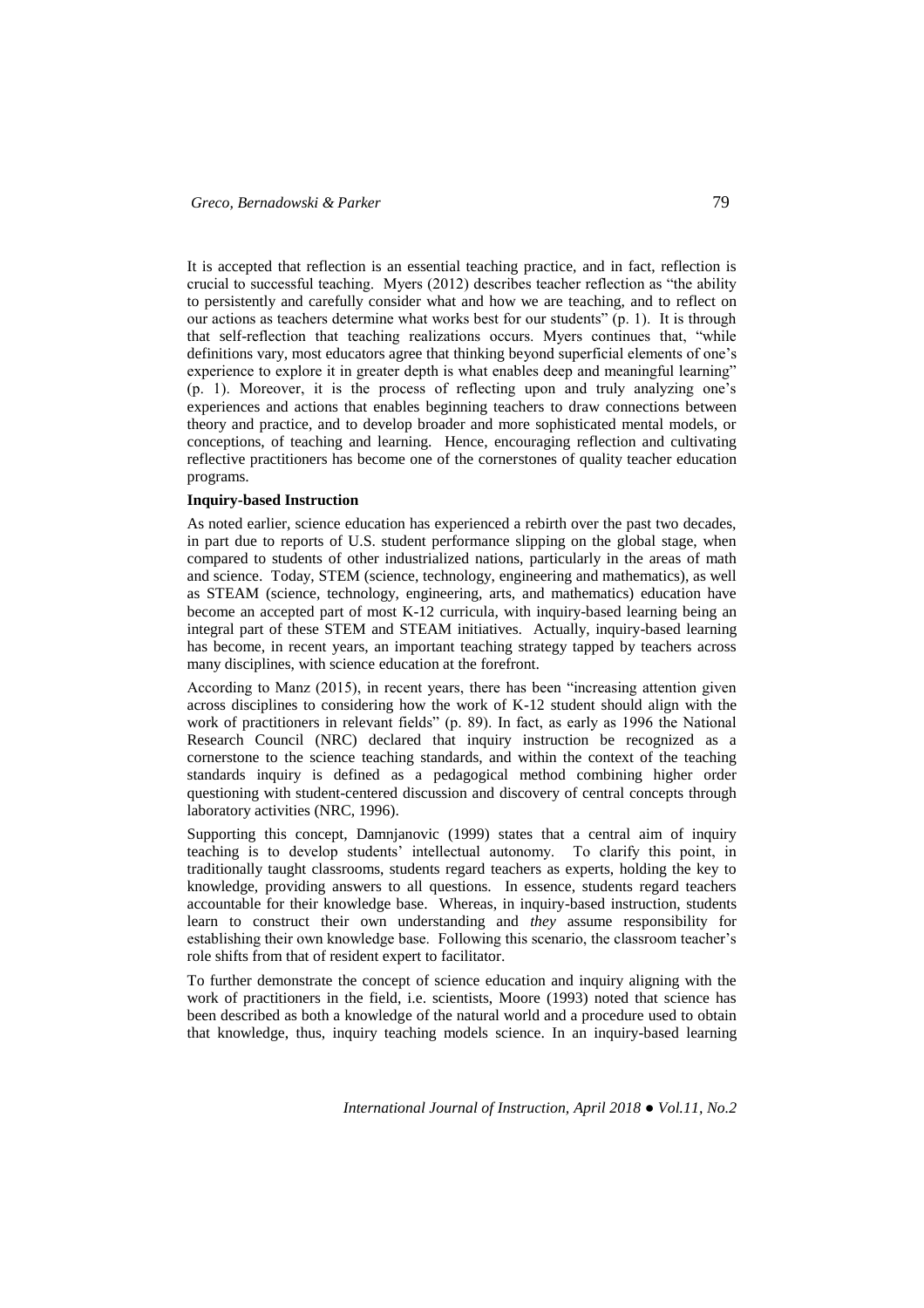It is accepted that reflection is an essential teaching practice, and in fact, reflection is crucial to successful teaching. Myers (2012) describes teacher reflection as "the ability to persistently and carefully consider what and how we are teaching, and to reflect on our actions as teachers determine what works best for our students" (p. 1). It is through that self-reflection that teaching realizations occurs. Myers continues that, "while definitions vary, most educators agree that thinking beyond superficial elements of one's experience to explore it in greater depth is what enables deep and meaningful learning" (p. 1). Moreover, it is the process of reflecting upon and truly analyzing one's experiences and actions that enables beginning teachers to draw connections between theory and practice, and to develop broader and more sophisticated mental models, or conceptions, of teaching and learning. Hence, encouraging reflection and cultivating reflective practitioners has become one of the cornerstones of quality teacher education programs.

**Inquiry-based Instruction**

As noted earlier, science education has experienced a rebirth over the past two decades, in part due to reports of U.S. student performance slipping on the global stage, when compared to students of other industrialized nations, particularly in the areas of math and science. Today, STEM (science, technology, engineering and mathematics), as well as STEAM (science, technology, engineering, arts, and mathematics) education have become an accepted part of most K-12 curricula, with inquiry-based learning being an integral part of these STEM and STEAM initiatives. Actually, inquiry-based learning has become, in recent years, an important teaching strategy tapped by teachers across many disciplines, with science education at the forefront.

According to Manz (2015), in recent years, there has been "increasing attention given across disciplines to considering how the work of K-12 student should align with the work of practitioners in relevant fields" (p. 89). In fact, as early as 1996 the National Research Council (NRC) declared that inquiry instruction be recognized as a cornerstone to the science teaching standards, and within the context of the teaching standards inquiry is defined as a pedagogical method combining higher order questioning with student-centered discussion and discovery of central concepts through laboratory activities (NRC, 1996).

Supporting this concept, Damnjanovic (1999) states that a central aim of inquiry teaching is to develop students' intellectual autonomy. To clarify this point, in traditionally taught classrooms, students regard teachers as experts, holding the key to knowledge, providing answers to all questions. In essence, students regard teachers accountable for their knowledge base. Whereas, in inquiry-based instruction, students learn to construct their own understanding and *they* assume responsibility for establishing their own knowledge base. Following this scenario, the classroom teacher's role shifts from that of resident expert to facilitator.

To further demonstrate the concept of science education and inquiry aligning with the work of practitioners in the field, i.e. scientists, Moore (1993) noted that science has been described as both a knowledge of the natural world and a procedure used to obtain that knowledge, thus, inquiry teaching models science. In an inquiry-based learning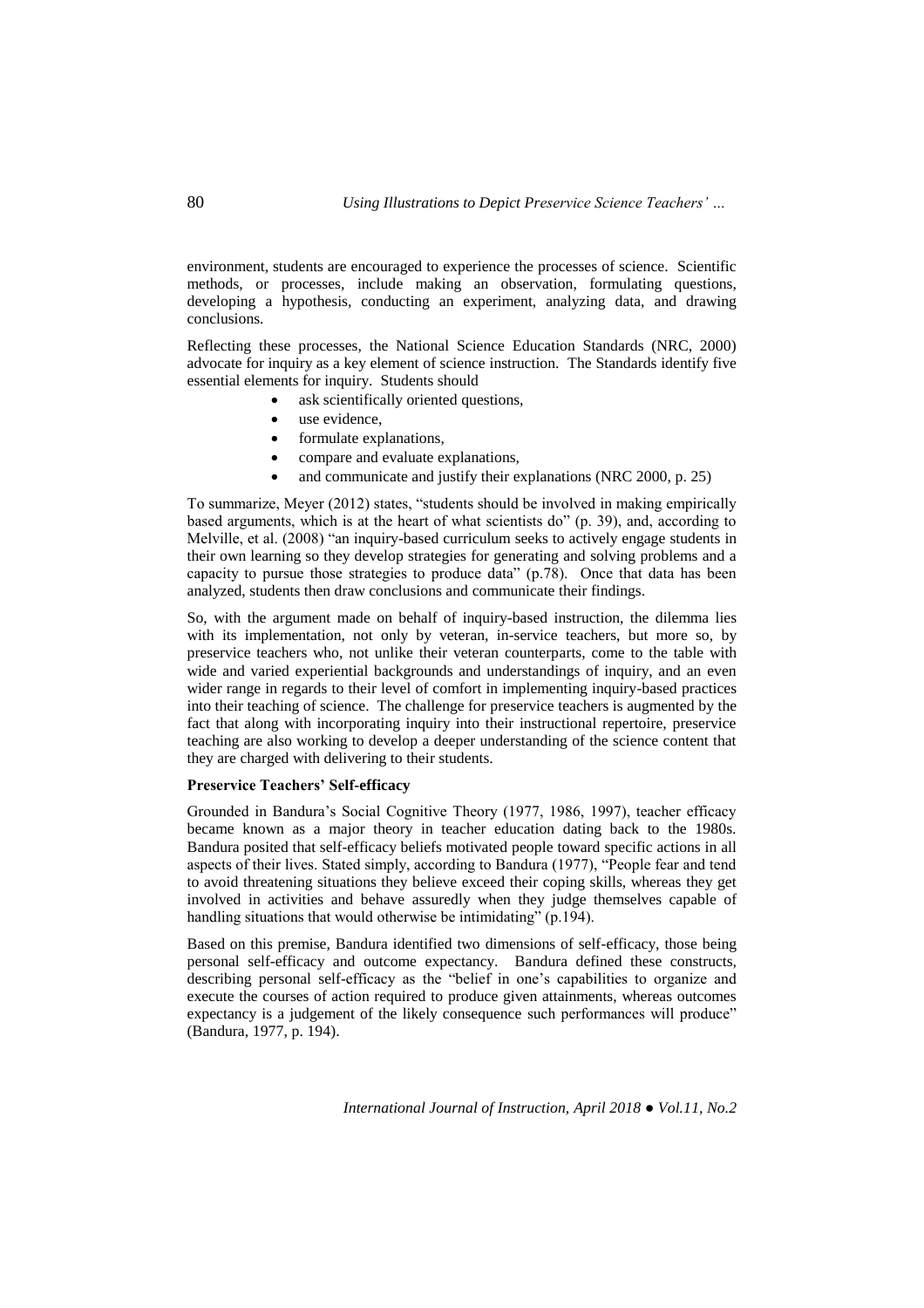environment, students are encouraged to experience the processes of science. Scientific methods, or processes, include making an observation, formulating questions, developing a hypothesis, conducting an experiment, analyzing data, and drawing conclusions.

Reflecting these processes, the National Science Education Standards (NRC, 2000) advocate for inquiry as a key element of science instruction. The Standards identify five essential elements for inquiry. Students should

- ask scientifically oriented questions,
- use evidence,
- formulate explanations,
- compare and evaluate explanations,
- and communicate and justify their explanations (NRC 2000, p. 25)

To summarize, Meyer (2012) states, "students should be involved in making empirically based arguments, which is at the heart of what scientists do" (p. 39), and, according to Melville, et al. (2008) "an inquiry-based curriculum seeks to actively engage students in their own learning so they develop strategies for generating and solving problems and a capacity to pursue those strategies to produce data" (p.78). Once that data has been analyzed, students then draw conclusions and communicate their findings.

So, with the argument made on behalf of inquiry-based instruction, the dilemma lies with its implementation, not only by veteran, in-service teachers, but more so, by preservice teachers who, not unlike their veteran counterparts, come to the table with wide and varied experiential backgrounds and understandings of inquiry, and an even wider range in regards to their level of comfort in implementing inquiry-based practices into their teaching of science. The challenge for preservice teachers is augmented by the fact that along with incorporating inquiry into their instructional repertoire, preservice teaching are also working to develop a deeper understanding of the science content that they are charged with delivering to their students.

**Preservice Teachers' Self-efficacy**

Grounded in Bandura's Social Cognitive Theory (1977, 1986, 1997), teacher efficacy became known as a major theory in teacher education dating back to the 1980s. Bandura posited that self-efficacy beliefs motivated people toward specific actions in all aspects of their lives. Stated simply, according to Bandura (1977), "People fear and tend to avoid threatening situations they believe exceed their coping skills, whereas they get involved in activities and behave assuredly when they judge themselves capable of handling situations that would otherwise be intimidating" (p.194).

Based on this premise, Bandura identified two dimensions of self-efficacy, those being personal self-efficacy and outcome expectancy. Bandura defined these constructs, describing personal self-efficacy as the "belief in one's capabilities to organize and execute the courses of action required to produce given attainments, whereas outcomes expectancy is a judgement of the likely consequence such performances will produce" (Bandura, 1977, p. 194).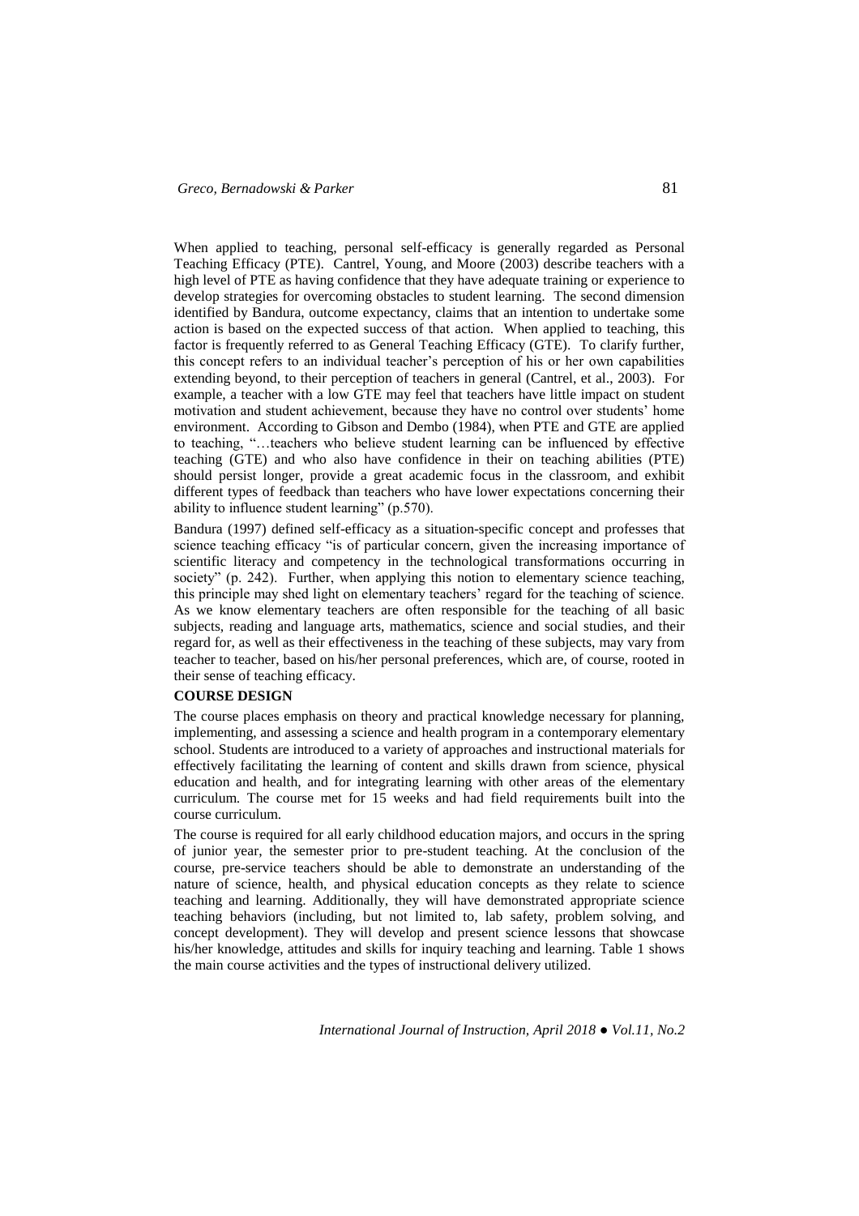When applied to teaching, personal self-efficacy is generally regarded as Personal Teaching Efficacy (PTE). Cantrel, Young, and Moore (2003) describe teachers with a high level of PTE as having confidence that they have adequate training or experience to develop strategies for overcoming obstacles to student learning. The second dimension identified by Bandura, outcome expectancy, claims that an intention to undertake some action is based on the expected success of that action. When applied to teaching, this factor is frequently referred to as General Teaching Efficacy (GTE). To clarify further, this concept refers to an individual teacher's perception of his or her own capabilities extending beyond, to their perception of teachers in general (Cantrel, et al., 2003). For example, a teacher with a low GTE may feel that teachers have little impact on student motivation and student achievement, because they have no control over students' home environment. According to Gibson and Dembo (1984), when PTE and GTE are applied to teaching, "…teachers who believe student learning can be influenced by effective teaching (GTE) and who also have confidence in their on teaching abilities (PTE) should persist longer, provide a great academic focus in the classroom, and exhibit different types of feedback than teachers who have lower expectations concerning their ability to influence student learning" (p.570).

Bandura (1997) defined self-efficacy as a situation-specific concept and professes that science teaching efficacy "is of particular concern, given the increasing importance of scientific literacy and competency in the technological transformations occurring in society" (p. 242). Further, when applying this notion to elementary science teaching, this principle may shed light on elementary teachers' regard for the teaching of science. As we know elementary teachers are often responsible for the teaching of all basic subjects, reading and language arts, mathematics, science and social studies, and their regard for, as well as their effectiveness in the teaching of these subjects, may vary from teacher to teacher, based on his/her personal preferences, which are, of course, rooted in their sense of teaching efficacy.

## COURSE DESIGN

The course places emphasis on theory and practical knowledge necessary for planning, implementing, and assessing a science and health program in a contemporary elementary school. Students are introduced to a variety of approaches and instructional materials for effectively facilitating the learning of content and skills drawn from science, physical education and health, and for integrating learning with other areas of the elementary curriculum. The course met for 15 weeks and had field requirements built into the course curriculum.

The course is required for all early childhood education majors, and occurs in the spring of junior year, the semester prior to pre-student teaching. At the conclusion of the course, pre-service teachers should be able to demonstrate an understanding of the nature of science, health, and physical education concepts as they relate to science teaching and learning. Additionally, they will have demonstrated appropriate science teaching behaviors (including, but not limited to, lab safety, problem solving, and concept development). They will develop and present science lessons that showcase his/her knowledge, attitudes and skills for inquiry teaching and learning. Table 1 shows the main course activities and the types of instructional delivery utilized.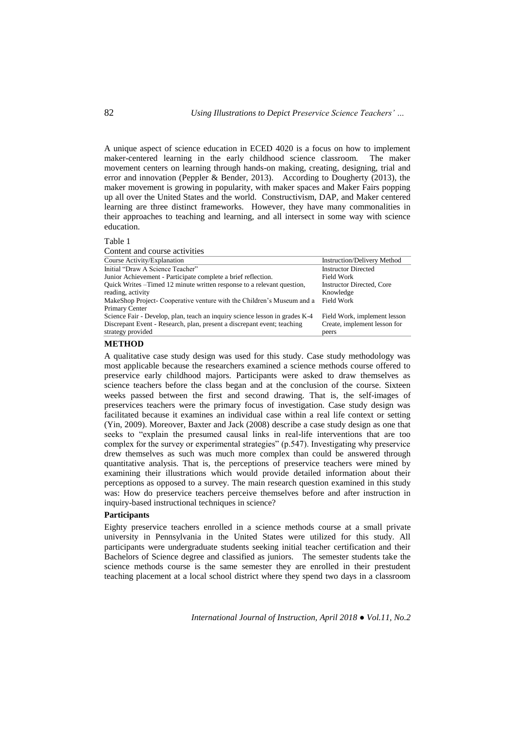A unique aspect of science education in ECED 4020 is a focus on how to implement maker-centered learning in the early childhood science classroom. The maker movement centers on learning through hands-on making, creating, designing, trial and error and innovation (Peppler & Bender, 2013). According to Dougherty (2013), the maker movement is growing in popularity, with maker spaces and Maker Fairs popping up all over the United States and the world. Constructivism, DAP, and Maker centered learning are three distinct frameworks. However, they have many commonalities in their approaches to teaching and learning, and all intersect in some way with science education.

Table 1
Content and course activities

| Course Activity/Explanation | Instruction/Delivery Method |
| --- | --- |
| Initial "Draw A Science Teacher" | Instructor Directed |
| Junior Achievement - Participate complete a brief reflection. | Field Work |
| Quick Writes –Timed 12 minute written response to a relevant question, reading, activity | Instructor Directed, Core Knowledge |
| MakeShop Project- Cooperative venture with the Children's Museum and a Primary Center | Field Work |
| Science Fair - Develop, plan, teach an inquiry science lesson in grades K-4 | Field Work, implement lesson |
| Discrepant Event - Research, plan, present a discrepant event; teaching strategy provided | Create, implement lesson for peers |

## METHOD

A qualitative case study design was used for this study. Case study methodology was most applicable because the researchers examined a science methods course offered to preservice early childhood majors. Participants were asked to draw themselves as science teachers before the class began and at the conclusion of the course. Sixteen weeks passed between the first and second drawing. That is, the self-images of preservices teachers were the primary focus of investigation. Case study design was facilitated because it examines an individual case within a real life context or setting (Yin, 2009). Moreover, Baxter and Jack (2008) describe a case study design as one that seeks to "explain the presumed causal links in real-life interventions that are too complex for the survey or experimental strategies" (p.547). Investigating why preservice drew themselves as such was much more complex than could be answered through quantitative analysis. That is, the perceptions of preservice teachers were mined by examining their illustrations which would provide detailed information about their perceptions as opposed to a survey. The main research question examined in this study was: How do preservice teachers perceive themselves before and after instruction in inquiry-based instructional techniques in science?

### Participants

Eighty preservice teachers enrolled in a science methods course at a small private university in Pennsylvania in the United States were utilized for this study. All participants were undergraduate students seeking initial teacher certification and their Bachelors of Science degree and classified as juniors. The semester students take the science methods course is the same semester they are enrolled in their prestudent teaching placement at a local school district where they spend two days in a classroom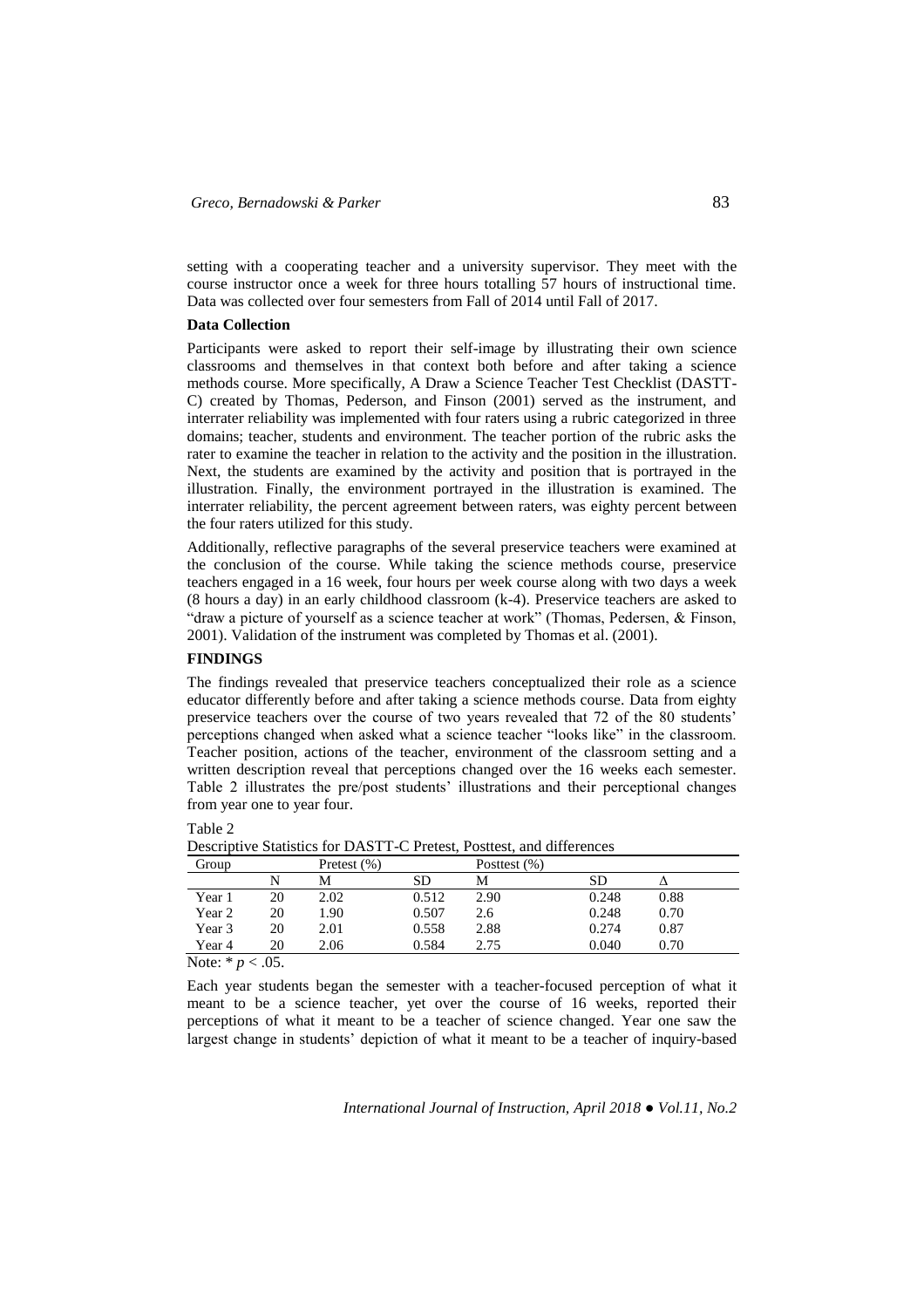setting with a cooperating teacher and a university supervisor. They meet with the course instructor once a week for three hours totalling 57 hours of instructional time. Data was collected over four semesters from Fall of 2014 until Fall of 2017.

### Data Collection

Participants were asked to report their self-image by illustrating their own science classrooms and themselves in that context both before and after taking a science methods course. More specifically, A Draw a Science Teacher Test Checklist (DASTT-C) created by Thomas, Pederson, and Finson (2001) served as the instrument, and interrater reliability was implemented with four raters using a rubric categorized in three domains; teacher, students and environment. The teacher portion of the rubric asks the rater to examine the teacher in relation to the activity and the position in the illustration. Next, the students are examined by the activity and position that is portrayed in the illustration. Finally, the environment portrayed in the illustration is examined. The interrater reliability, the percent agreement between raters, was eighty percent between the four raters utilized for this study.

Additionally, reflective paragraphs of the several preservice teachers were examined at the conclusion of the course. While taking the science methods course, preservice teachers engaged in a 16 week, four hours per week course along with two days a week (8 hours a day) in an early childhood classroom (k-4). Preservice teachers are asked to "draw a picture of yourself as a science teacher at work" (Thomas, Pedersen, & Finson, 2001). Validation of the instrument was completed by Thomas et al. (2001).

## FINDINGS

The findings revealed that preservice teachers conceptualized their role as a science educator differently before and after taking a science methods course. Data from eighty preservice teachers over the course of two years revealed that 72 of the 80 students' perceptions changed when asked what a science teacher "looks like" in the classroom. Teacher position, actions of the teacher, environment of the classroom setting and a written description reveal that perceptions changed over the 16 weeks each semester. Table 2 illustrates the pre/post students' illustrations and their perceptional changes from year one to year four.

Table 2
Descriptive Statistics for DASTT-C Pretest, Posttest, and differences

| Group | | Pretest (%) | | Posttest (%) | | |
|---|---|---|---|---|---|---|
| | N | M | SD | M | SD | Δ |
| Year 1 | 20 | 2.02 | 0.512 | 2.90 | 0.248 | 0.88 |
| Year 2 | 20 | 1.90 | 0.507 | 2.6 | 0.248 | 0.70 |
| Year 3 | 20 | 2.01 | 0.558 | 2.88 | 0.274 | 0.87 |
| Year 4 | 20 | 2.06 | 0.584 | 2.75 | 0.040 | 0.70 |

Note: * $p < .05$.

Each year students began the semester with a teacher-focused perception of what it meant to be a science teacher, yet over the course of 16 weeks, reported their perceptions of what it meant to be a teacher of science changed. Year one saw the largest change in students' depiction of what it meant to be a teacher of inquiry-based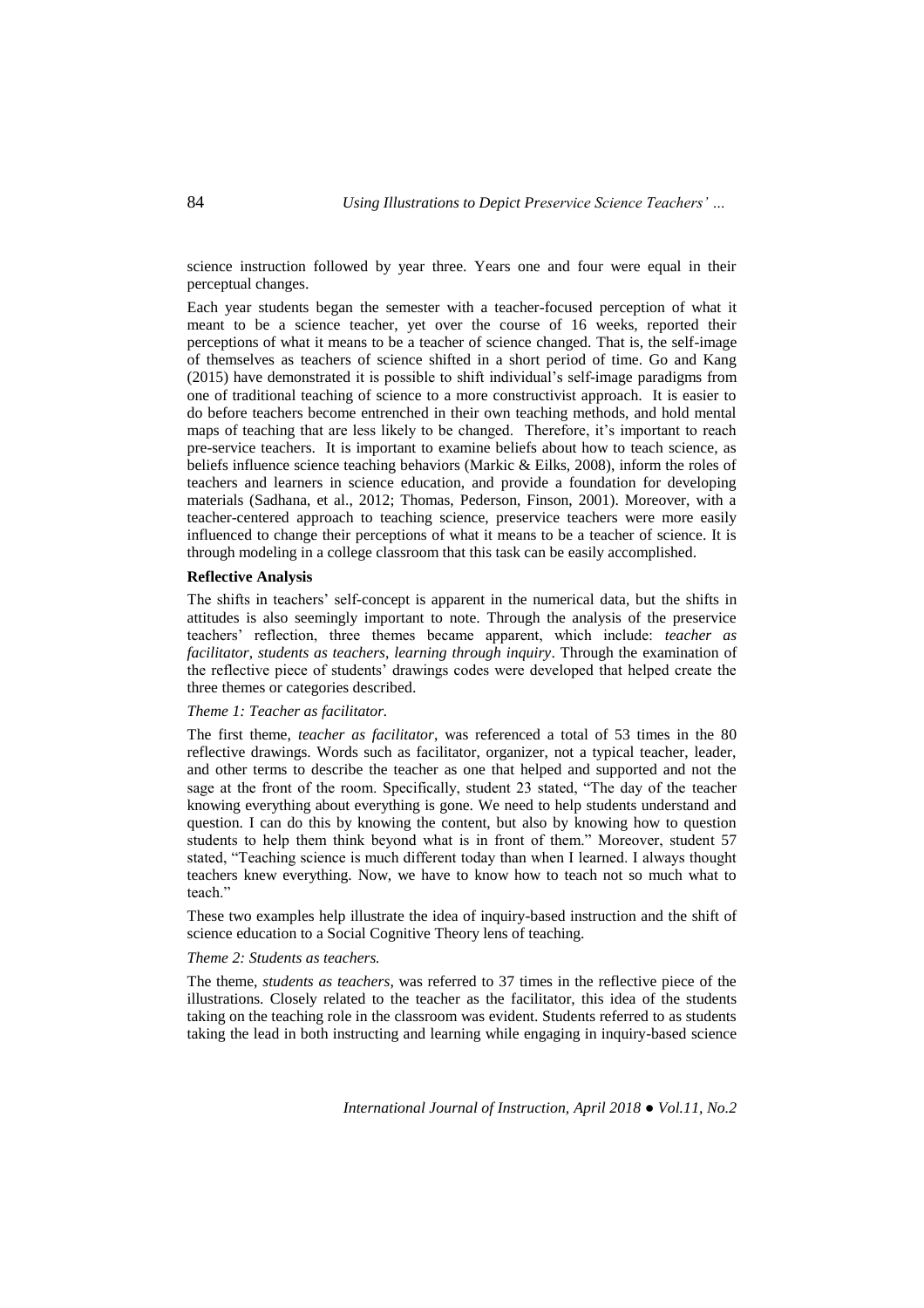science instruction followed by year three. Years one and four were equal in their perceptual changes.

Each year students began the semester with a teacher-focused perception of what it meant to be a science teacher, yet over the course of 16 weeks, reported their perceptions of what it means to be a teacher of science changed. That is, the self-image of themselves as teachers of science shifted in a short period of time. Go and Kang (2015) have demonstrated it is possible to shift individual's self-image paradigms from one of traditional teaching of science to a more constructivist approach. It is easier to do before teachers become entrenched in their own teaching methods, and hold mental maps of teaching that are less likely to be changed. Therefore, it's important to reach pre-service teachers. It is important to examine beliefs about how to teach science, as beliefs influence science teaching behaviors (Markic & Eilks, 2008), inform the roles of teachers and learners in science education, and provide a foundation for developing materials (Sadhana, et al., 2012; Thomas, Pederson, Finson, 2001). Moreover, with a teacher-centered approach to teaching science, preservice teachers were more easily influenced to change their perceptions of what it means to be a teacher of science. It is through modeling in a college classroom that this task can be easily accomplished.

**Reflective Analysis**

The shifts in teachers' self-concept is apparent in the numerical data, but the shifts in attitudes is also seemingly important to note. Through the analysis of the preservice teachers' reflection, three themes became apparent, which include: *teacher as facilitator*, *students as teachers*, *learning through inquiry*. Through the examination of the reflective piece of students' drawings codes were developed that helped create the three themes or categories described.

*Theme 1: Teacher as facilitator.*

The first theme, *teacher as facilitator*, was referenced a total of 53 times in the 80 reflective drawings. Words such as facilitator, organizer, not a typical teacher, leader, and other terms to describe the teacher as one that helped and supported and not the sage at the front of the room. Specifically, student 23 stated, "The day of the teacher knowing everything about everything is gone. We need to help students understand and question. I can do this by knowing the content, but also by knowing how to question students to help them think beyond what is in front of them." Moreover, student 57 stated, "Teaching science is much different today than when I learned. I always thought teachers knew everything. Now, we have to know how to teach not so much what to teach."

These two examples help illustrate the idea of inquiry-based instruction and the shift of science education to a Social Cognitive Theory lens of teaching.

*Theme 2: Students as teachers.*

The theme, *students as teachers*, was referred to 37 times in the reflective piece of the illustrations. Closely related to the teacher as the facilitator, this idea of the students taking on the teaching role in the classroom was evident. Students referred to as students taking the lead in both instructing and learning while engaging in inquiry-based science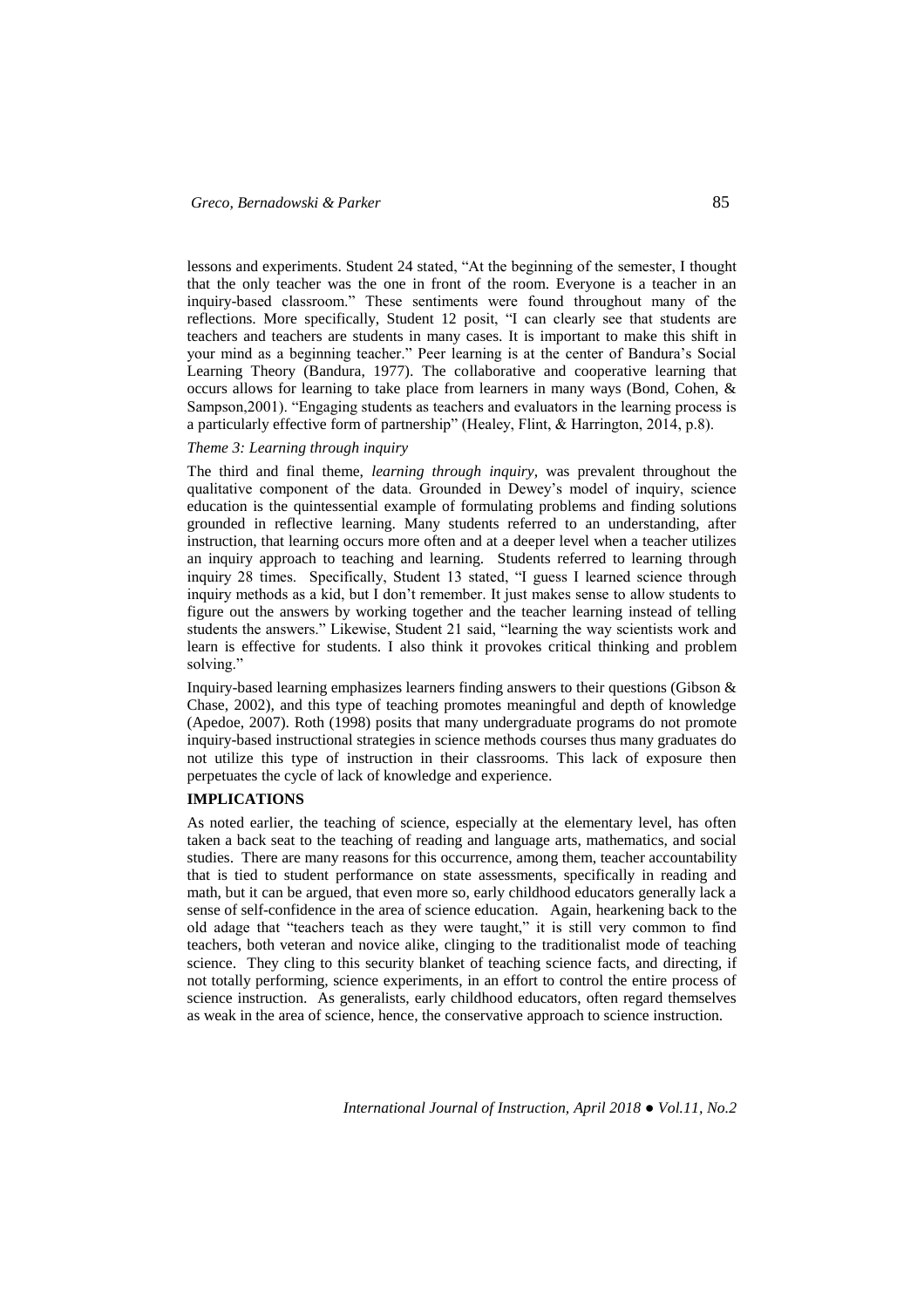lessons and experiments. Student 24 stated, "At the beginning of the semester, I thought that the only teacher was the one in front of the room. Everyone is a teacher in an inquiry-based classroom." These sentiments were found throughout many of the reflections. More specifically, Student 12 posit, "I can clearly see that students are teachers and teachers are students in many cases. It is important to make this shift in your mind as a beginning teacher." Peer learning is at the center of Bandura's Social Learning Theory (Bandura, 1977). The collaborative and cooperative learning that occurs allows for learning to take place from learners in many ways (Bond, Cohen, & Sampson,2001). "Engaging students as teachers and evaluators in the learning process is a particularly effective form of partnership" (Healey, Flint, & Harrington, 2014, p.8).

*Theme 3: Learning through inquiry*

The third and final theme, *learning through inquiry*, was prevalent throughout the qualitative component of the data. Grounded in Dewey's model of inquiry, science education is the quintessential example of formulating problems and finding solutions grounded in reflective learning. Many students referred to an understanding, after instruction, that learning occurs more often and at a deeper level when a teacher utilizes an inquiry approach to teaching and learning. Students referred to learning through inquiry 28 times. Specifically, Student 13 stated, "I guess I learned science through inquiry methods as a kid, but I don't remember. It just makes sense to allow students to figure out the answers by working together and the teacher learning instead of telling students the answers." Likewise, Student 21 said, "learning the way scientists work and learn is effective for students. I also think it provokes critical thinking and problem solving."

Inquiry-based learning emphasizes learners finding answers to their questions (Gibson & Chase, 2002), and this type of teaching promotes meaningful and depth of knowledge (Apedoe, 2007). Roth (1998) posits that many undergraduate programs do not promote inquiry-based instructional strategies in science methods courses thus many graduates do not utilize this type of instruction in their classrooms. This lack of exposure then perpetuates the cycle of lack of knowledge and experience.

## IMPLICATIONS

As noted earlier, the teaching of science, especially at the elementary level, has often taken a back seat to the teaching of reading and language arts, mathematics, and social studies. There are many reasons for this occurrence, among them, teacher accountability that is tied to student performance on state assessments, specifically in reading and math, but it can be argued, that even more so, early childhood educators generally lack a sense of self-confidence in the area of science education. Again, hearkening back to the old adage that "teachers teach as they were taught," it is still very common to find teachers, both veteran and novice alike, clinging to the traditionalist mode of teaching science. They cling to this security blanket of teaching science facts, and directing, if not totally performing, science experiments, in an effort to control the entire process of science instruction. As generalists, early childhood educators, often regard themselves as weak in the area of science, hence, the conservative approach to science instruction.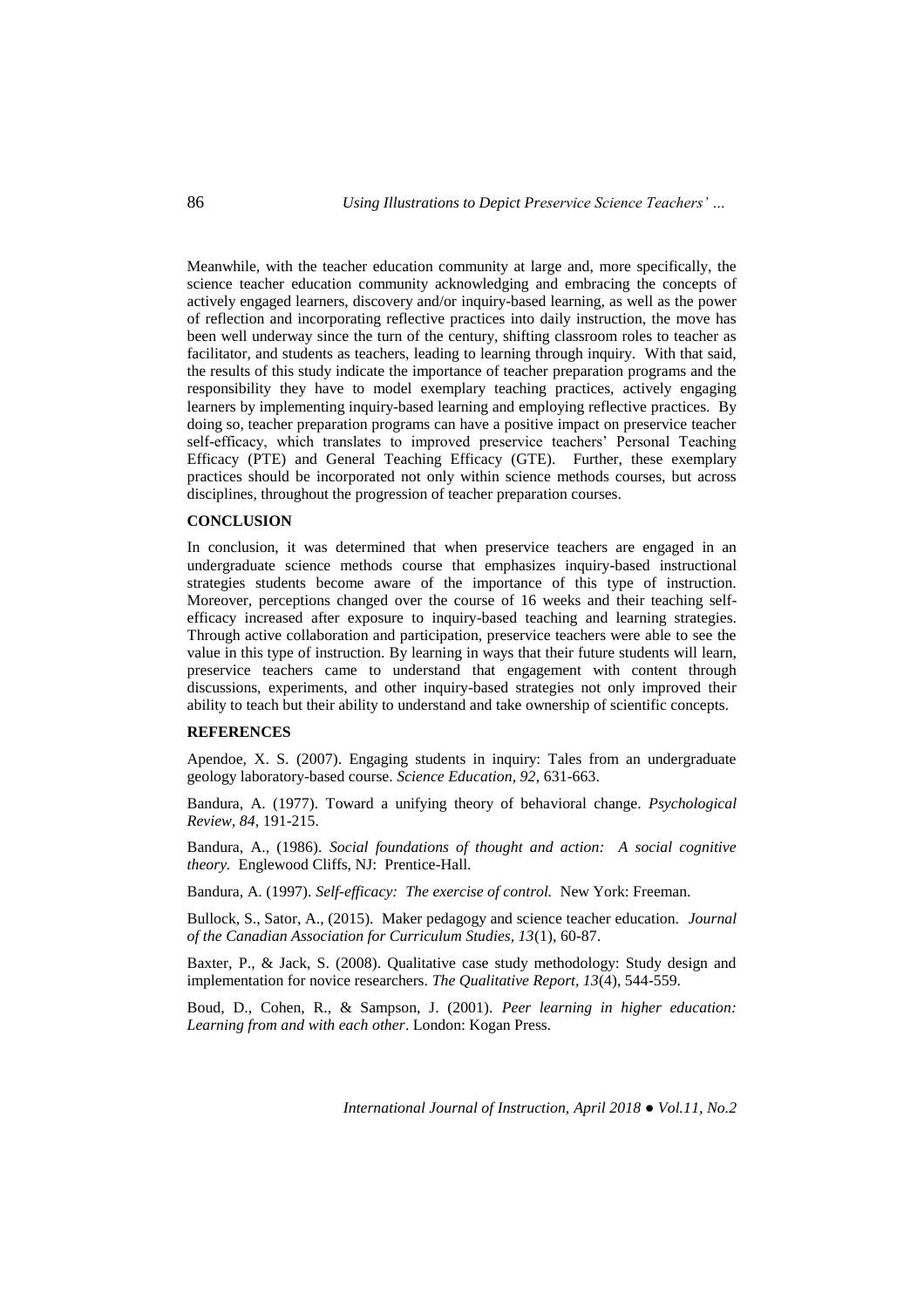Meanwhile, with the teacher education community at large and, more specifically, the science teacher education community acknowledging and embracing the concepts of actively engaged learners, discovery and/or inquiry-based learning, as well as the power of reflection and incorporating reflective practices into daily instruction, the move has been well underway since the turn of the century, shifting classroom roles to teacher as facilitator, and students as teachers, leading to learning through inquiry. With that said, the results of this study indicate the importance of teacher preparation programs and the responsibility they have to model exemplary teaching practices, actively engaging learners by implementing inquiry-based learning and employing reflective practices. By doing so, teacher preparation programs can have a positive impact on preservice teacher self-efficacy, which translates to improved preservice teachers' Personal Teaching Efficacy (PTE) and General Teaching Efficacy (GTE). Further, these exemplary practices should be incorporated not only within science methods courses, but across disciplines, throughout the progression of teacher preparation courses.

## CONCLUSION

In conclusion, it was determined that when preservice teachers are engaged in an undergraduate science methods course that emphasizes inquiry-based instructional strategies students become aware of the importance of this type of instruction. Moreover, perceptions changed over the course of 16 weeks and their teaching self-efficacy increased after exposure to inquiry-based teaching and learning strategies. Through active collaboration and participation, preservice teachers were able to see the value in this type of instruction. By learning in ways that their future students will learn, preservice teachers came to understand that engagement with content through discussions, experiments, and other inquiry-based strategies not only improved their ability to teach but their ability to understand and take ownership of scientific concepts.

## REFERENCES

Apendoe, X. S. (2007). Engaging students in inquiry: Tales from an undergraduate geology laboratory-based course. *Science Education, 92,* 631-663.

Bandura, A. (1977). Toward a unifying theory of behavioral change. *Psychological Review, 84,* 191-215.

Bandura, A., (1986). *Social foundations of thought and action: A social cognitive theory.* Englewood Cliffs, NJ: Prentice-Hall.

Bandura, A. (1997). *Self-efficacy: The exercise of control.* New York: Freeman.

Bullock, S., Sator, A., (2015). Maker pedagogy and science teacher education. *Journal of the Canadian Association for Curriculum Studies, 13*(1), 60-87.

Baxter, P., & Jack, S. (2008). Qualitative case study methodology: Study design and implementation for novice researchers. *The Qualitative Report, 13*(4), 544-559.

Boud, D., Cohen, R., & Sampson, J. (2001). *Peer learning in higher education: Learning from and with each other*. London: Kogan Press.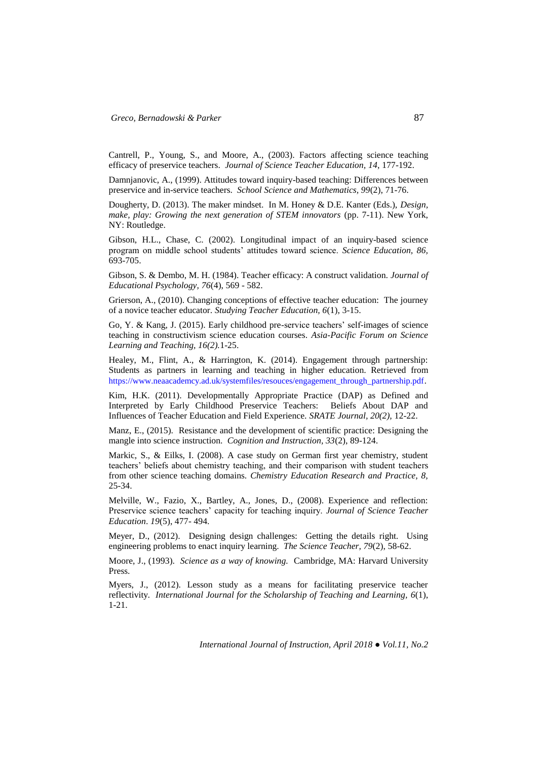Cantrell, P., Young, S., and Moore, A., (2003). Factors affecting science teaching efficacy of preservice teachers. *Journal of Science Teacher Education, 14*, 177-192.

Damnjanovic, A., (1999). Attitudes toward inquiry-based teaching: Differences between preservice and in-service teachers. *School Science and Mathematics, 99*(2), 71-76.

Dougherty, D. (2013). The maker mindset. In M. Honey & D.E. Kanter (Eds.), *Design, make, play: Growing the next generation of STEM innovators* (pp. 7-11). New York, NY: Routledge.

Gibson, H.L., Chase, C. (2002). Longitudinal impact of an inquiry-based science program on middle school students' attitudes toward science. *Science Education, 86,* 693-705.

Gibson, S. & Dembo, M. H. (1984). Teacher efficacy: A construct validation. *Journal of Educational Psychology, 76*(4), 569 - 582.

Grierson, A., (2010). Changing conceptions of effective teacher education: The journey of a novice teacher educator. *Studying Teacher Education, 6*(1), 3-15.

Go, Y. & Kang, J. (2015). Early childhood pre-service teachers' self-images of science teaching in constructivism science education courses. *Asia-Pacific Forum on Science Learning and Teaching, 16(2).*1-25.

Healey, M., Flint, A., & Harrington, K. (2014). Engagement through partnership: Students as partners in learning and teaching in higher education. Retrieved from https://www.neaacademcy.ad.uk/systemfiles/resouces/engagement_through_partnership.pdf.

Kim, H.K. (2011). Developmentally Appropriate Practice (DAP) as Defined and Interpreted by Early Childhood Preservice Teachers: Beliefs About DAP and Influences of Teacher Education and Field Experience. *SRATE Journal, 20(2),* 12-22.

Manz, E., (2015). Resistance and the development of scientific practice: Designing the mangle into science instruction. *Cognition and Instruction, 33*(2), 89-124.

Markic, S., & Eilks, I. (2008). A case study on German first year chemistry, student teachers' beliefs about chemistry teaching, and their comparison with student teachers from other science teaching domains. *Chemistry Education Research and Practice, 8,* 25-34.

Melville, W., Fazio, X., Bartley, A., Jones, D., (2008). Experience and reflection: Preservice science teachers' capacity for teaching inquiry. *Journal of Science Teacher Education*. *19*(5), 477- 494.

Meyer, D., (2012). Designing design challenges: Getting the details right. Using engineering problems to enact inquiry learning. *The Science Teacher, 79*(2), 58-62.

Moore, J., (1993). *Science as a way of knowing.* Cambridge, MA: Harvard University Press.

Myers, J., (2012). Lesson study as a means for facilitating preservice teacher reflectivity. *International Journal for the Scholarship of Teaching and Learning, 6*(1), 1-21.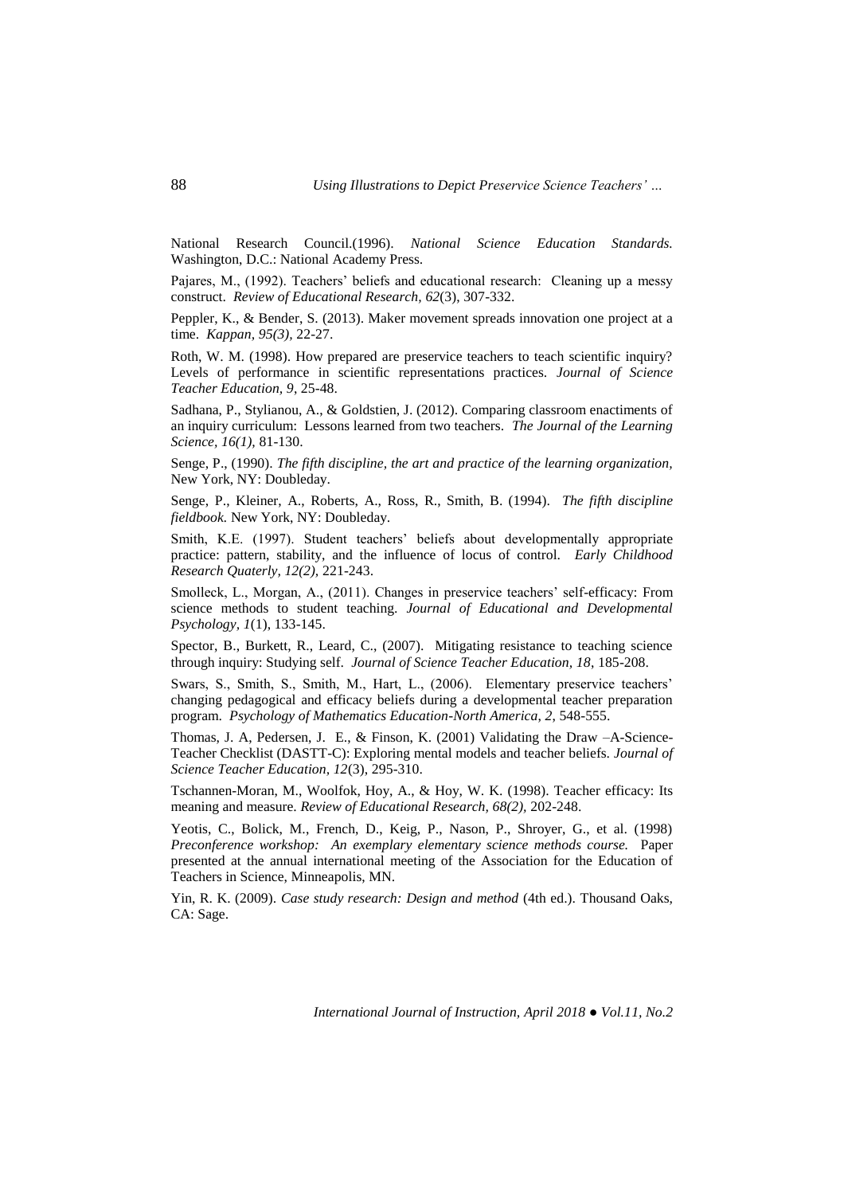National Research Council.(1996). *National Science Education Standards.* Washington, D.C.: National Academy Press.

Pajares, M., (1992). Teachers' beliefs and educational research: Cleaning up a messy construct. *Review of Educational Research, 62*(3), 307-332.

Peppler, K., & Bender, S. (2013). Maker movement spreads innovation one project at a time. *Kappan, 95(3),* 22-27.

Roth, W. M. (1998). How prepared are preservice teachers to teach scientific inquiry? Levels of performance in scientific representations practices. *Journal of Science Teacher Education, 9*, 25-48.

Sadhana, P., Stylianou, A., & Goldstien, J. (2012). Comparing classroom enactiments of an inquiry curriculum: Lessons learned from two teachers. *The Journal of the Learning Science, 16(1),* 81-130.

Senge, P., (1990). *The fifth discipline, the art and practice of the learning organization,* New York, NY: Doubleday.

Senge, P., Kleiner, A., Roberts, A., Ross, R., Smith, B. (1994). *The fifth discipline fieldbook.* New York, NY: Doubleday.

Smith, K.E. (1997). Student teachers' beliefs about developmentally appropriate practice: pattern, stability, and the influence of locus of control. *Early Childhood Research Quaterly, 12(2),* 221-243.

Smolleck, L., Morgan, A., (2011). Changes in preservice teachers' self-efficacy: From science methods to student teaching. *Journal of Educational and Developmental Psychology, 1*(1), 133-145.

Spector, B., Burkett, R., Leard, C., (2007). Mitigating resistance to teaching science through inquiry: Studying self. *Journal of Science Teacher Education, 18*, 185-208.

Swars, S., Smith, S., Smith, M., Hart, L., (2006). Elementary preservice teachers' changing pedagogical and efficacy beliefs during a developmental teacher preparation program. *Psychology of Mathematics Education-North America, 2,* 548-555.

Thomas, J. A, Pedersen, J. E., & Finson, K. (2001) Validating the Draw –A-Science-Teacher Checklist (DASTT-C): Exploring mental models and teacher beliefs. *Journal of Science Teacher Education, 12*(3), 295-310.

Tschannen-Moran, M., Woolfok, Hoy, A., & Hoy, W. K. (1998). Teacher efficacy: Its meaning and measure. *Review of Educational Research, 68(2),* 202-248.

Yeotis, C., Bolick, M., French, D., Keig, P., Nason, P., Shroyer, G., et al. (1998) *Preconference workshop: An exemplary elementary science methods course.* Paper presented at the annual international meeting of the Association for the Education of Teachers in Science, Minneapolis, MN.

Yin, R. K. (2009). *Case study research: Design and method* (4th ed.). Thousand Oaks, CA: Sage.